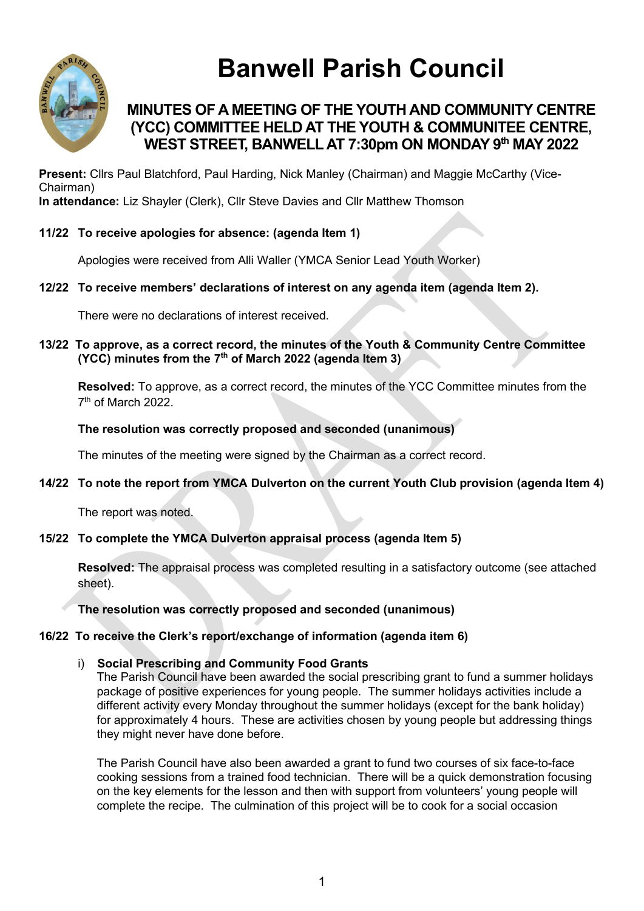# Banwell Parish Council

## MINUTES OF A MEETING OF THE YOUTH AND COMMUNITY CENTRE (YCC) COMMITTEE HELD AT THE YOUTH & COMMUNITEE CENTRE, WEST STREET, BANWELL AT 7:30pm ON MONDAY 9th MAY 2022

**Present:** Cllrs Paul Blatchford, Paul Harding, Nick Manley (Chairman) and Maggie McCarthy (Vice-Chairman)
**In attendance:** Liz Shayler (Clerk), Cllr Steve Davies and Cllr Matthew Thomson

**11/22 To receive apologies for absence: (agenda Item 1)**

Apologies were received from Alli Waller (YMCA Senior Lead Youth Worker)

**12/22 To receive members' declarations of interest on any agenda item (agenda Item 2).**

There were no declarations of interest received.

**13/22 To approve, as a correct record, the minutes of the Youth & Community Centre Committee (YCC) minutes from the 7th of March 2022 (agenda Item 3)**

**Resolved:** To approve, as a correct record, the minutes of the YCC Committee minutes from the 7th of March 2022.

**The resolution was correctly proposed and seconded (unanimous)**

The minutes of the meeting were signed by the Chairman as a correct record.

**14/22 To note the report from YMCA Dulverton on the current Youth Club provision (agenda Item 4)**

The report was noted.

**15/22 To complete the YMCA Dulverton appraisal process (agenda Item 5)**

**Resolved:** The appraisal process was completed resulting in a satisfactory outcome (see attached sheet).

**The resolution was correctly proposed and seconded (unanimous)**

**16/22 To receive the Clerk's report/exchange of information (agenda item 6)**

i) **Social Prescribing and Community Food Grants**
The Parish Council have been awarded the social prescribing grant to fund a summer holidays package of positive experiences for young people. The summer holidays activities include a different activity every Monday throughout the summer holidays (except for the bank holiday) for approximately 4 hours. These are activities chosen by young people but addressing things they might never have done before.

The Parish Council have also been awarded a grant to fund two courses of six face-to-face cooking sessions from a trained food technician. There will be a quick demonstration focusing on the key elements for the lesson and then with support from volunteers' young people will complete the recipe. The culmination of this project will be to cook for a social occasion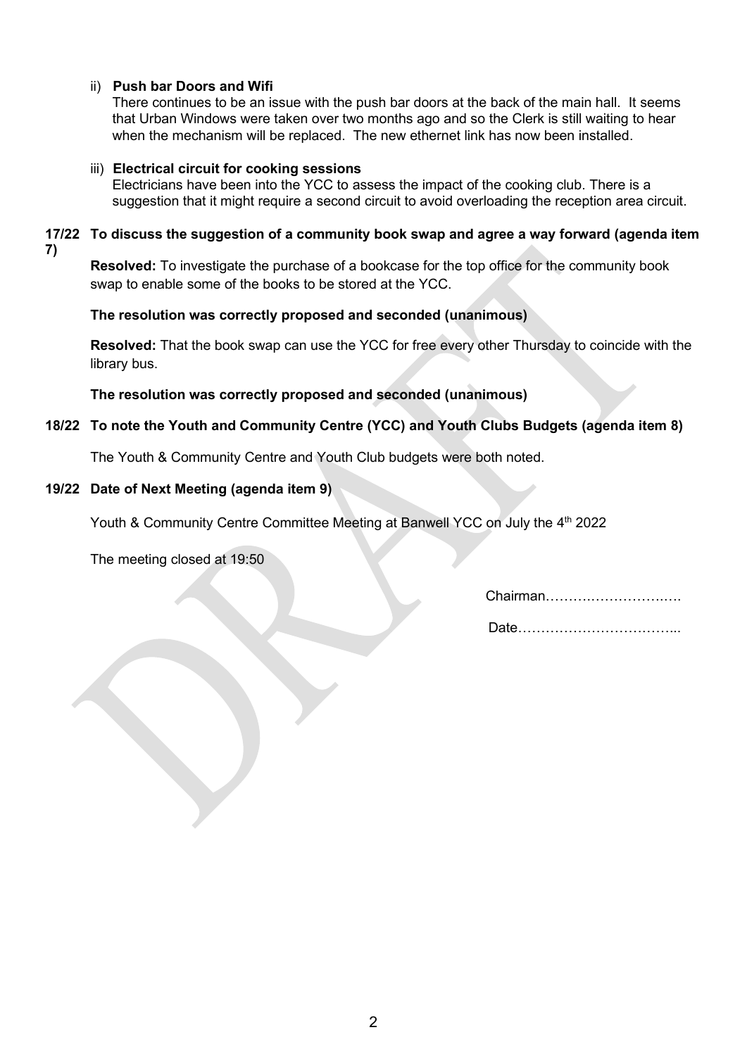ii) **Push bar Doors and Wifi**

There continues to be an issue with the push bar doors at the back of the main hall. It seems that Urban Windows were taken over two months ago and so the Clerk is still waiting to hear when the mechanism will be replaced. The new ethernet link has now been installed.

iii) **Electrical circuit for cooking sessions**

Electricians have been into the YCC to assess the impact of the cooking club. There is a suggestion that it might require a second circuit to avoid overloading the reception area circuit.

**17/22 To discuss the suggestion of a community book swap and agree a way forward (agenda item 7)**

**Resolved:** To investigate the purchase of a bookcase for the top office for the community book swap to enable some of the books to be stored at the YCC.

**The resolution was correctly proposed and seconded (unanimous)**

**Resolved:** That the book swap can use the YCC for free every other Thursday to coincide with the library bus.

**The resolution was correctly proposed and seconded (unanimous)**

**18/22 To note the Youth and Community Centre (YCC) and Youth Clubs Budgets (agenda item 8)**

The Youth & Community Centre and Youth Club budgets were both noted.

**19/22 Date of Next Meeting (agenda item 9)**

Youth & Community Centre Committee Meeting at Banwell YCC on July the 4th 2022

The meeting closed at 19:50

Chairman……………………….…

Date……………………………...

DRAFT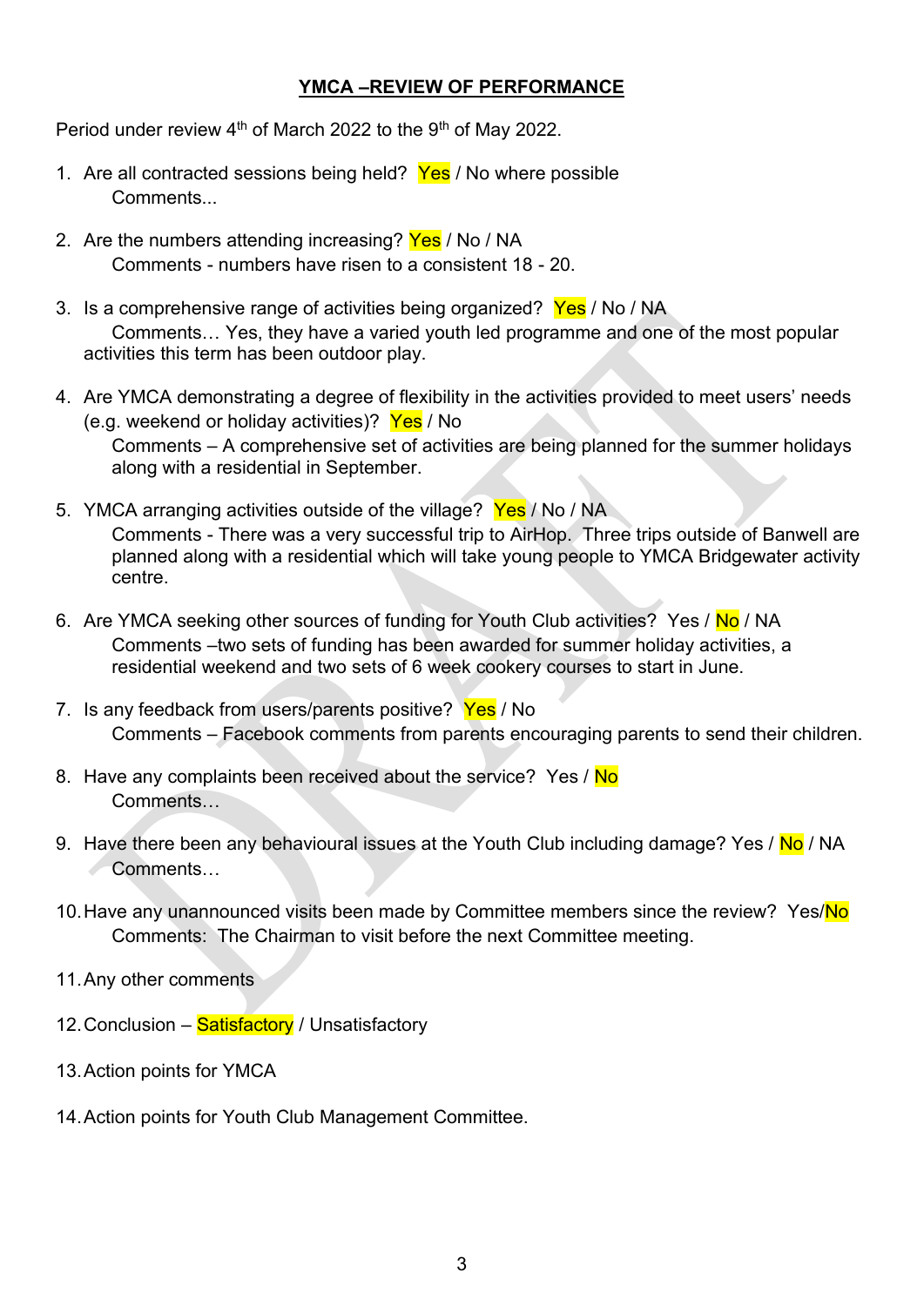# YMCA –REVIEW OF PERFORMANCE

Period under review 4th of March 2022 to the 9th of May 2022.

1. Are all contracted sessions being held? Yes / No where possible
   Comments...

2. Are the numbers attending increasing? Yes / No / NA
   Comments - numbers have risen to a consistent 18 - 20.

3. Is a comprehensive range of activities being organized? Yes / No / NA
   Comments… Yes, they have a varied youth led programme and one of the most popular activities this term has been outdoor play.

4. Are YMCA demonstrating a degree of flexibility in the activities provided to meet users' needs (e.g. weekend or holiday activities)? Yes / No
   Comments – A comprehensive set of activities are being planned for the summer holidays along with a residential in September.

5. YMCA arranging activities outside of the village? Yes / No / NA
   Comments - There was a very successful trip to AirHop. Three trips outside of Banwell are planned along with a residential which will take young people to YMCA Bridgewater activity centre.

6. Are YMCA seeking other sources of funding for Youth Club activities? Yes / No / NA
   Comments –two sets of funding has been awarded for summer holiday activities, a residential weekend and two sets of 6 week cookery courses to start in June.

7. Is any feedback from users/parents positive? Yes / No
   Comments – Facebook comments from parents encouraging parents to send their children.

8. Have any complaints been received about the service? Yes / No
   Comments…

9. Have there been any behavioural issues at the Youth Club including damage? Yes / No / NA
   Comments…

10. Have any unannounced visits been made by Committee members since the review? Yes/No
    Comments: The Chairman to visit before the next Committee meeting.

11. Any other comments

12. Conclusion – Satisfactory / Unsatisfactory

13. Action points for YMCA

14. Action points for Youth Club Management Committee.